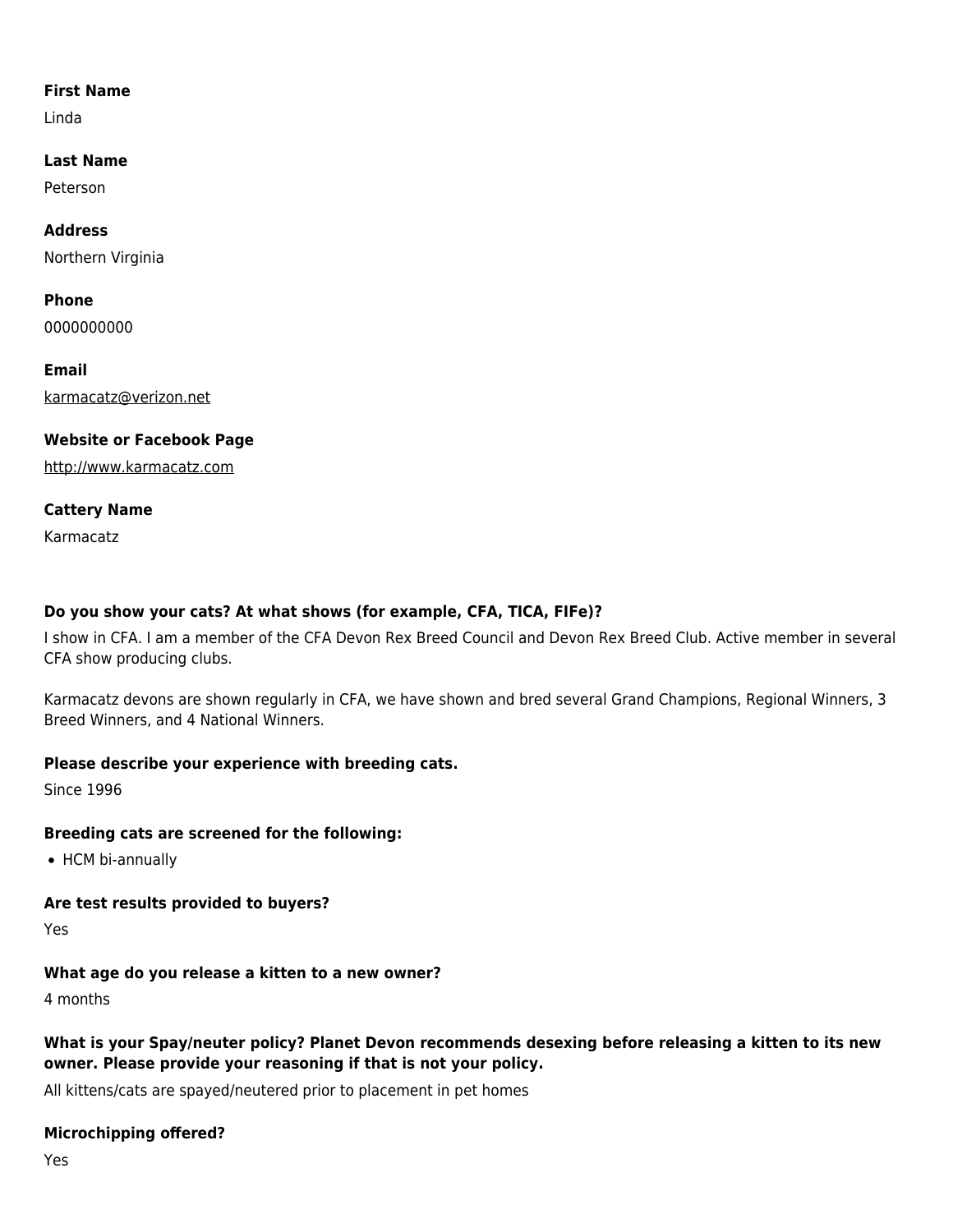**First Name**

Linda

**Last Name**

Peterson

**Address**

Northern Virginia

**Phone**

0000000000

**Email**

karmacatz@verizon.net

**Website or Facebook Page**

http://www.karmacatz.com

**Cattery Name**

Karmacatz

**Do you show your cats? At what shows (for example, CFA, TICA, FIFe)?**

I show in CFA. I am a member of the CFA Devon Rex Breed Council and Devon Rex Breed Club. Active member in several CFA show producing clubs.

Karmacatz devons are shown regularly in CFA, we have shown and bred several Grand Champions, Regional Winners, 3 Breed Winners, and 4 National Winners.

**Please describe your experience with breeding cats.**

Since 1996

**Breeding cats are screened for the following:**

- HCM bi-annually

**Are test results provided to buyers?**

Yes

**What age do you release a kitten to a new owner?**

4 months

**What is your Spay/neuter policy? Planet Devon recommends desexing before releasing a kitten to its new owner. Please provide your reasoning if that is not your policy.**

All kittens/cats are spayed/neutered prior to placement in pet homes

**Microchipping offered?**

Yes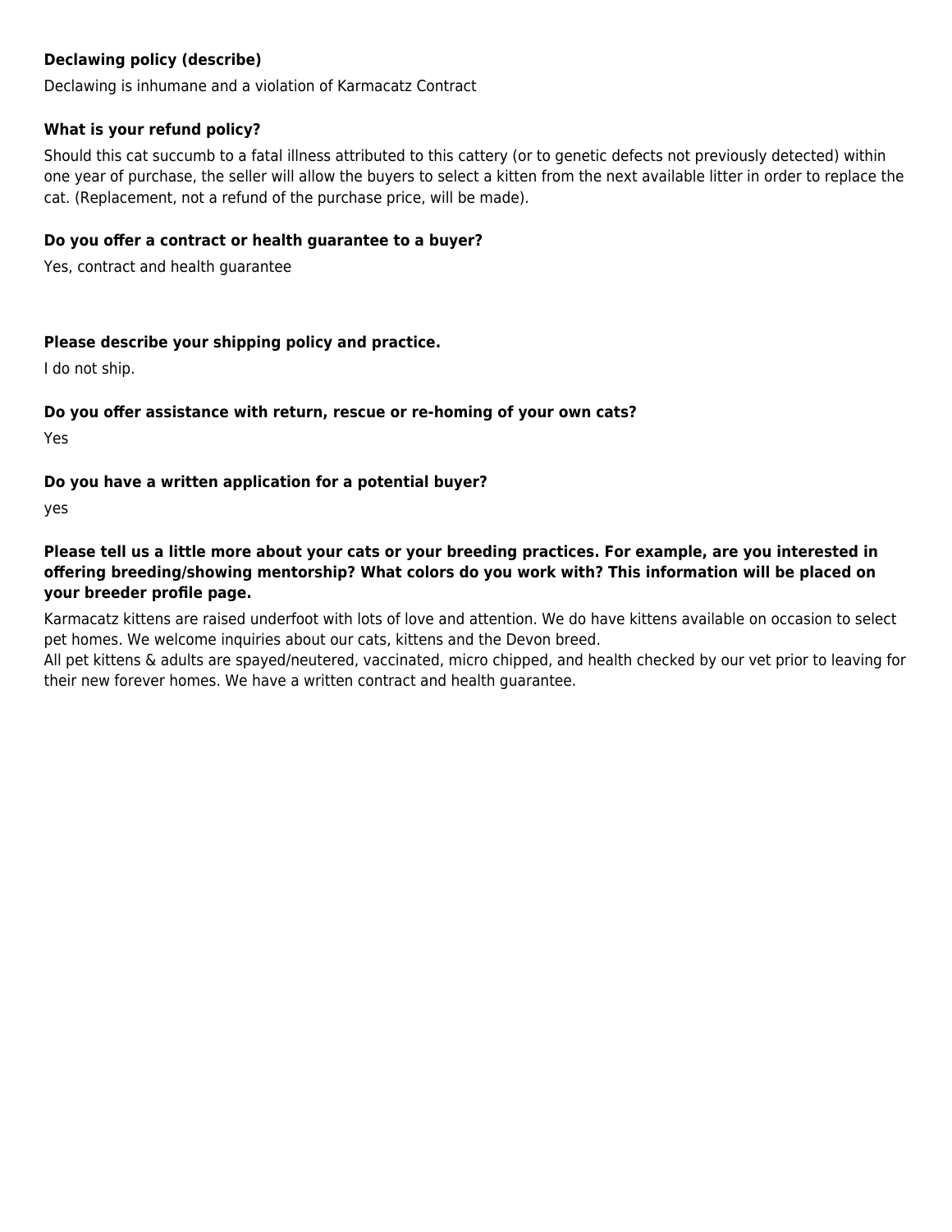**Declawing policy (describe)**

Declawing is inhumane and a violation of Karmacatz Contract

**What is your refund policy?**

Should this cat succumb to a fatal illness attributed to this cattery (or to genetic defects not previously detected) within one year of purchase, the seller will allow the buyers to select a kitten from the next available litter in order to replace the cat. (Replacement, not a refund of the purchase price, will be made).

**Do you offer a contract or health guarantee to a buyer?**

Yes, contract and health guarantee

**Please describe your shipping policy and practice.**

I do not ship.

**Do you offer assistance with return, rescue or re-homing of your own cats?**

Yes

**Do you have a written application for a potential buyer?**

yes

**Please tell us a little more about your cats or your breeding practices. For example, are you interested in offering breeding/showing mentorship? What colors do you work with? This information will be placed on your breeder profile page.**

Karmacatz kittens are raised underfoot with lots of love and attention. We do have kittens available on occasion to select pet homes. We welcome inquiries about our cats, kittens and the Devon breed.
All pet kittens & adults are spayed/neutered, vaccinated, micro chipped, and health checked by our vet prior to leaving for their new forever homes. We have a written contract and health guarantee.